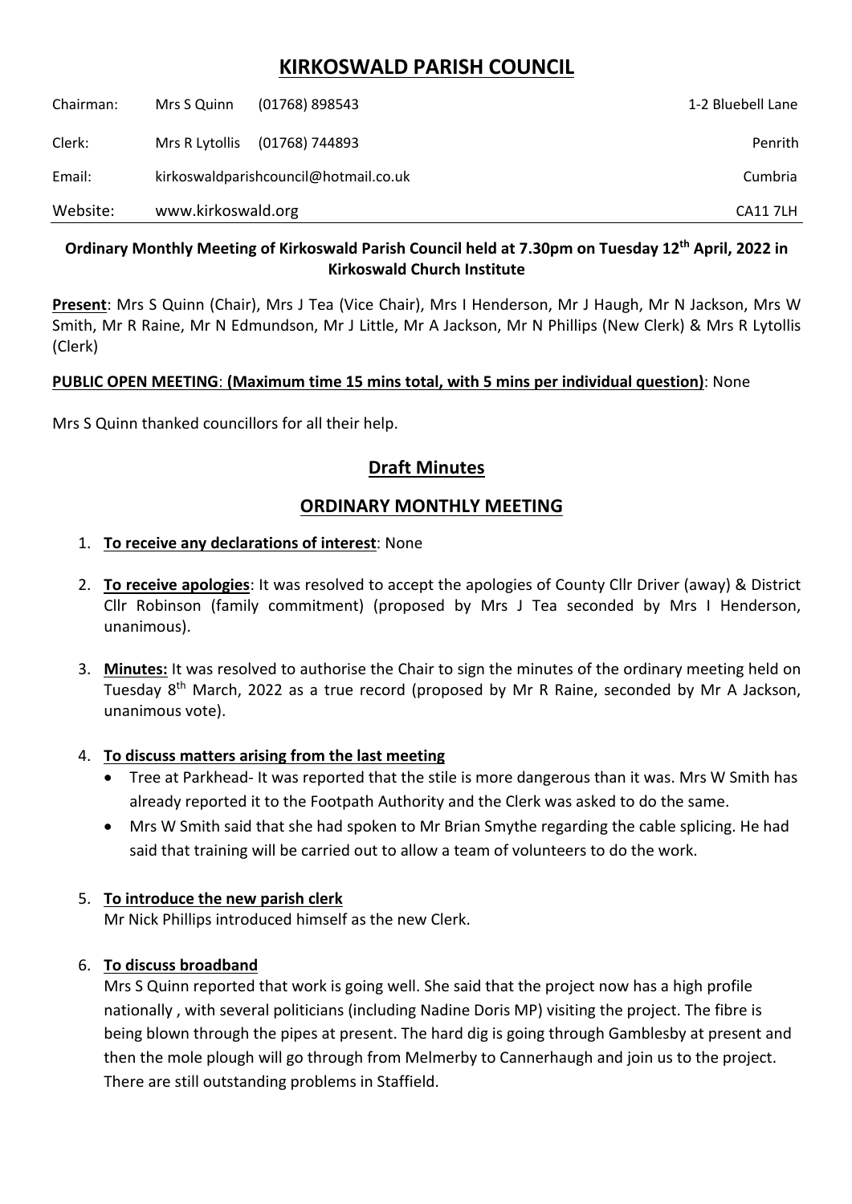# KIRKOSWALD PARISH COUNCIL

| | | | |
|---|---|---|---|
| Chairman: | Mrs S Quinn | (01768) 898543 | 1-2 Bluebell Lane |
| Clerk: | Mrs R Lytollis | (01768) 744893 | Penrith |
| Email: | kirkoswaldparishcouncil@hotmail.co.uk | | Cumbria |
| Website: | www.kirkoswald.org | | CA11 7LH |

**Ordinary Monthly Meeting of Kirkoswald Parish Council held at 7.30pm on Tuesday 12th April, 2022 in Kirkoswald Church Institute**

**Present**: Mrs S Quinn (Chair), Mrs J Tea (Vice Chair), Mrs I Henderson, Mr J Haugh, Mr N Jackson, Mrs W Smith, Mr R Raine, Mr N Edmundson, Mr J Little, Mr A Jackson, Mr N Phillips (New Clerk) & Mrs R Lytollis (Clerk)

**PUBLIC OPEN MEETING**: **(Maximum time 15 mins total, with 5 mins per individual question)**: None

Mrs S Quinn thanked councillors for all their help.

## Draft Minutes

## ORDINARY MONTHLY MEETING

1. **To receive any declarations of interest**: None

2. **To receive apologies**: It was resolved to accept the apologies of County Cllr Driver (away) & District Cllr Robinson (family commitment) (proposed by Mrs J Tea seconded by Mrs I Henderson, unanimous).

3. **Minutes:** It was resolved to authorise the Chair to sign the minutes of the ordinary meeting held on Tuesday 8th March, 2022 as a true record (proposed by Mr R Raine, seconded by Mr A Jackson, unanimous vote).

4. **To discuss matters arising from the last meeting**
   - Tree at Parkhead- It was reported that the stile is more dangerous than it was. Mrs W Smith has already reported it to the Footpath Authority and the Clerk was asked to do the same.
   - Mrs W Smith said that she had spoken to Mr Brian Smythe regarding the cable splicing. He had said that training will be carried out to allow a team of volunteers to do the work.

5. **To introduce the new parish clerk**
   Mr Nick Phillips introduced himself as the new Clerk.

6. **To discuss broadband**
   Mrs S Quinn reported that work is going well. She said that the project now has a high profile nationally , with several politicians (including Nadine Doris MP) visiting the project. The fibre is being blown through the pipes at present. The hard dig is going through Gamblesby at present and then the mole plough will go through from Melmerby to Cannerhaugh and join us to the project. There are still outstanding problems in Staffield.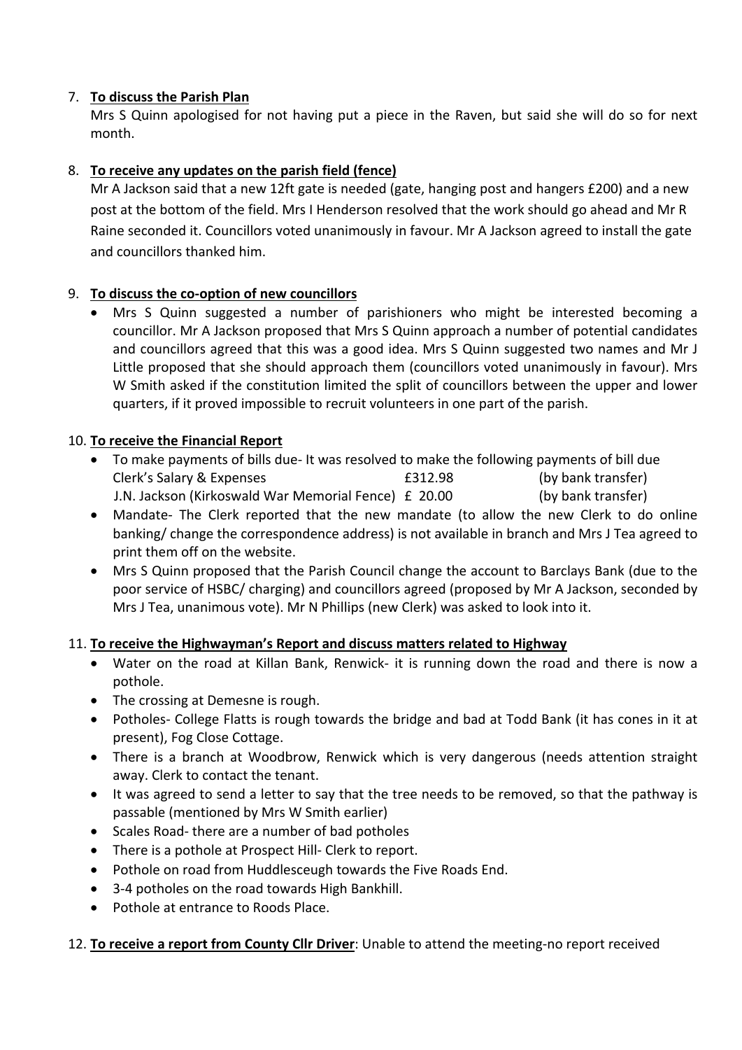7. **To discuss the Parish Plan**

   Mrs S Quinn apologised for not having put a piece in the Raven, but said she will do so for next month.

8. **To receive any updates on the parish field (fence)**

   Mr A Jackson said that a new 12ft gate is needed (gate, hanging post and hangers £200) and a new post at the bottom of the field. Mrs I Henderson resolved that the work should go ahead and Mr R Raine seconded it. Councillors voted unanimously in favour. Mr A Jackson agreed to install the gate and councillors thanked him.

9. **To discuss the co-option of new councillors**

   - Mrs S Quinn suggested a number of parishioners who might be interested becoming a councillor. Mr A Jackson proposed that Mrs S Quinn approach a number of potential candidates and councillors agreed that this was a good idea. Mrs S Quinn suggested two names and Mr J Little proposed that she should approach them (councillors voted unanimously in favour). Mrs W Smith asked if the constitution limited the split of councillors between the upper and lower quarters, if it proved impossible to recruit volunteers in one part of the parish.

10. **To receive the Financial Report**

    - To make payments of bills due- It was resolved to make the following payments of bill due

      | | | |
      |---|---|---|
      | Clerk's Salary & Expenses | £312.98 | (by bank transfer) |
      | J.N. Jackson (Kirkoswald War Memorial Fence) | £ 20.00 | (by bank transfer) |

    - Mandate- The Clerk reported that the new mandate (to allow the new Clerk to do online banking/ change the correspondence address) is not available in branch and Mrs J Tea agreed to print them off on the website.
    - Mrs S Quinn proposed that the Parish Council change the account to Barclays Bank (due to the poor service of HSBC/ charging) and councillors agreed (proposed by Mr A Jackson, seconded by Mrs J Tea, unanimous vote). Mr N Phillips (new Clerk) was asked to look into it.

11. **To receive the Highwayman's Report and discuss matters related to Highway**

    - Water on the road at Killan Bank, Renwick- it is running down the road and there is now a pothole.
    - The crossing at Demesne is rough.
    - Potholes- College Flatts is rough towards the bridge and bad at Todd Bank (it has cones in it at present), Fog Close Cottage.
    - There is a branch at Woodbrow, Renwick which is very dangerous (needs attention straight away. Clerk to contact the tenant.
    - It was agreed to send a letter to say that the tree needs to be removed, so that the pathway is passable (mentioned by Mrs W Smith earlier)
    - Scales Road- there are a number of bad potholes
    - There is a pothole at Prospect Hill- Clerk to report.
    - Pothole on road from Huddlesceugh towards the Five Roads End.
    - 3-4 potholes on the road towards High Bankhill.
    - Pothole at entrance to Roods Place.

12. **To receive a report from County Cllr Driver**: Unable to attend the meeting-no report received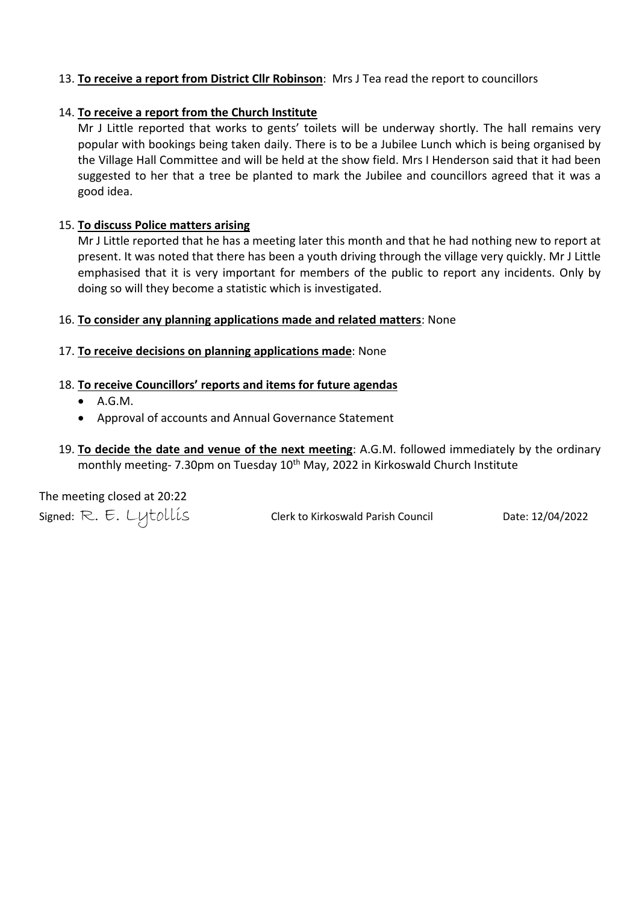13. **To receive a report from District Cllr Robinson**: Mrs J Tea read the report to councillors

14. **To receive a report from the Church Institute**

    Mr J Little reported that works to gents' toilets will be underway shortly. The hall remains very popular with bookings being taken daily. There is to be a Jubilee Lunch which is being organised by the Village Hall Committee and will be held at the show field. Mrs I Henderson said that it had been suggested to her that a tree be planted to mark the Jubilee and councillors agreed that it was a good idea.

15. **To discuss Police matters arising**

    Mr J Little reported that he has a meeting later this month and that he had nothing new to report at present. It was noted that there has been a youth driving through the village very quickly. Mr J Little emphasised that it is very important for members of the public to report any incidents. Only by doing so will they become a statistic which is investigated.

16. **To consider any planning applications made and related matters**: None

17. **To receive decisions on planning applications made**: None

18. **To receive Councillors' reports and items for future agendas**
    - A.G.M.
    - Approval of accounts and Annual Governance Statement

19. **To decide the date and venue of the next meeting**: A.G.M. followed immediately by the ordinary monthly meeting- 7.30pm on Tuesday 10th May, 2022 in Kirkoswald Church Institute

The meeting closed at 20:22

Signed: R. E. Lytollis Clerk to Kirkoswald Parish Council Date: 12/04/2022